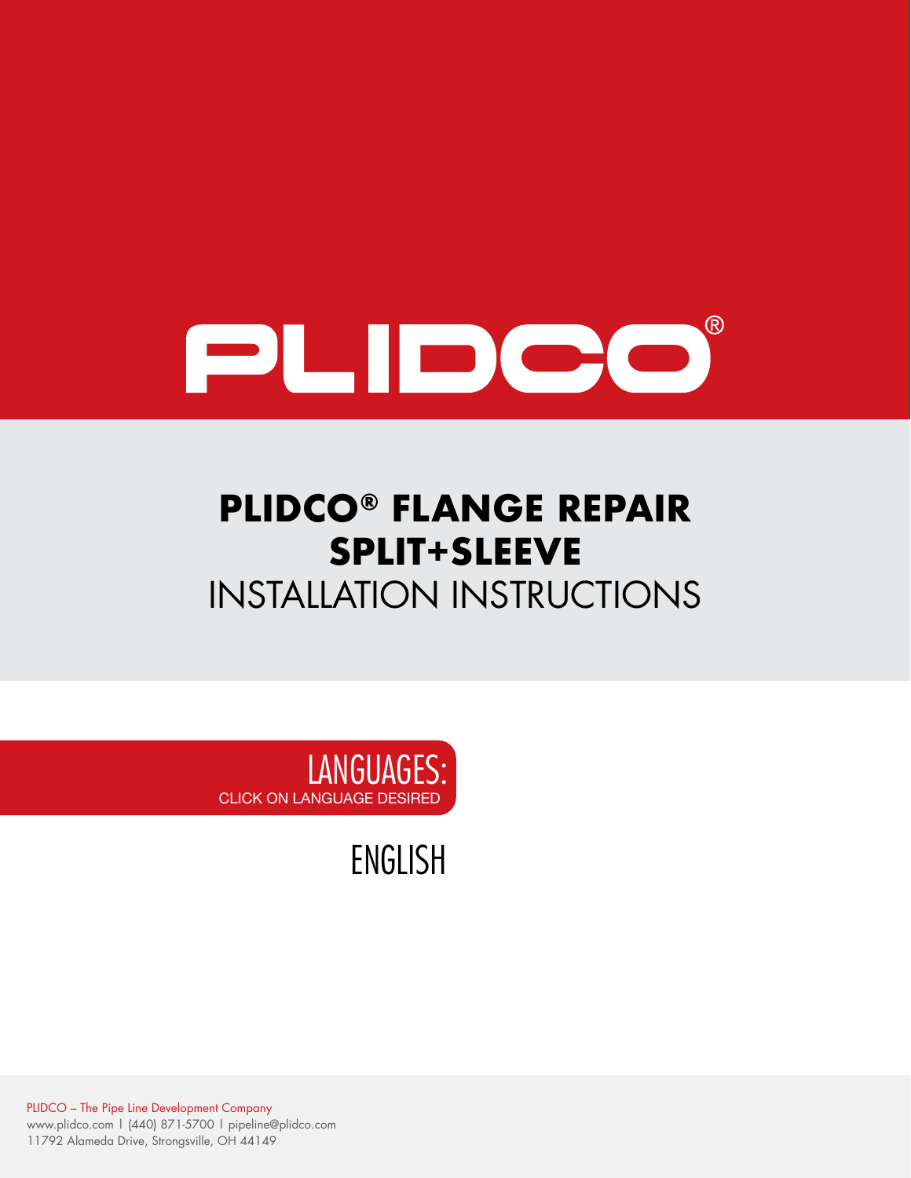# PLIDCO®

## PLIDCO® FLANGE REPAIR SPLIT+SLEEVE

INSTALLATION INSTRUCTIONS

LANGUAGES:

CLICK ON LANGUAGE DESIRED

ENGLISH

PLIDCO – The Pipe Line Development Company
www.plidco.com | (440) 871-5700 | pipeline@plidco.com
11792 Alameda Drive, Strongsville, OH 44149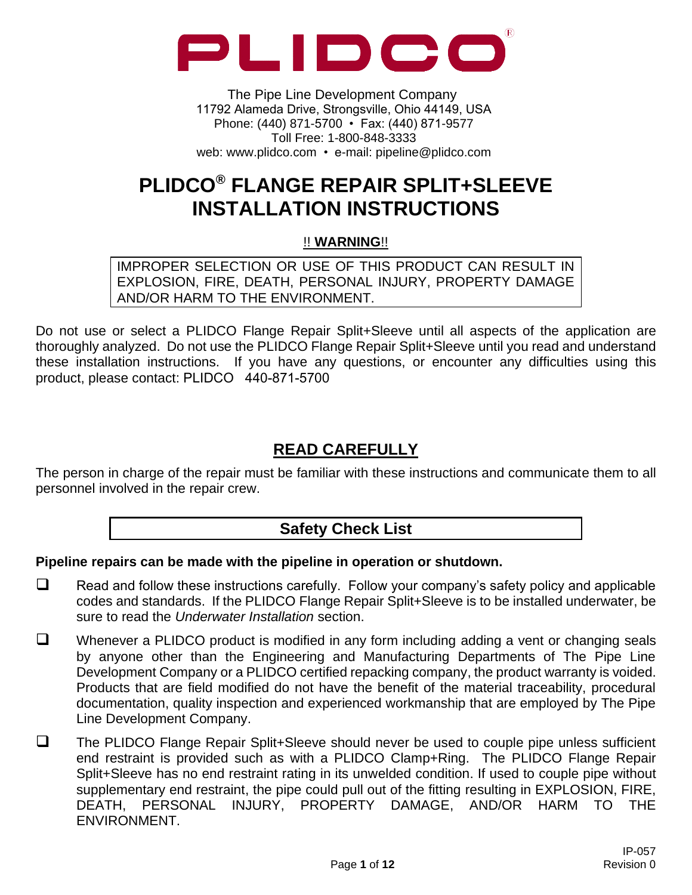# PLIDCO

The Pipe Line Development Company
11792 Alameda Drive, Strongsville, Ohio 44149, USA
Phone: (440) 871-5700 • Fax: (440) 871-9577
Toll Free: 1-800-848-3333
web: www.plidco.com • e-mail: pipeline@plidco.com

# PLIDCO® FLANGE REPAIR SPLIT+SLEEVE INSTALLATION INSTRUCTIONS

!! **WARNING**!!

IMPROPER SELECTION OR USE OF THIS PRODUCT CAN RESULT IN EXPLOSION, FIRE, DEATH, PERSONAL INJURY, PROPERTY DAMAGE AND/OR HARM TO THE ENVIRONMENT.

Do not use or select a PLIDCO Flange Repair Split+Sleeve until all aspects of the application are thoroughly analyzed. Do not use the PLIDCO Flange Repair Split+Sleeve until you read and understand these installation instructions. If you have any questions, or encounter any difficulties using this product, please contact: PLIDCO 440-871-5700

## READ CAREFULLY

The person in charge of the repair must be familiar with these instructions and communicate them to all personnel involved in the repair crew.

## Safety Check List

**Pipeline repairs can be made with the pipeline in operation or shutdown.**

- ☐ Read and follow these instructions carefully. Follow your company's safety policy and applicable codes and standards. If the PLIDCO Flange Repair Split+Sleeve is to be installed underwater, be sure to read the *Underwater Installation* section.
- ☐ Whenever a PLIDCO product is modified in any form including adding a vent or changing seals by anyone other than the Engineering and Manufacturing Departments of The Pipe Line Development Company or a PLIDCO certified repacking company, the product warranty is voided. Products that are field modified do not have the benefit of the material traceability, procedural documentation, quality inspection and experienced workmanship that are employed by The Pipe Line Development Company.
- ☐ The PLIDCO Flange Repair Split+Sleeve should never be used to couple pipe unless sufficient end restraint is provided such as with a PLIDCO Clamp+Ring. The PLIDCO Flange Repair Split+Sleeve has no end restraint rating in its unwelded condition. If used to couple pipe without supplementary end restraint, the pipe could pull out of the fitting resulting in EXPLOSION, FIRE, DEATH, PERSONAL INJURY, PROPERTY DAMAGE, AND/OR HARM TO THE ENVIRONMENT.

IP-057
Revision 0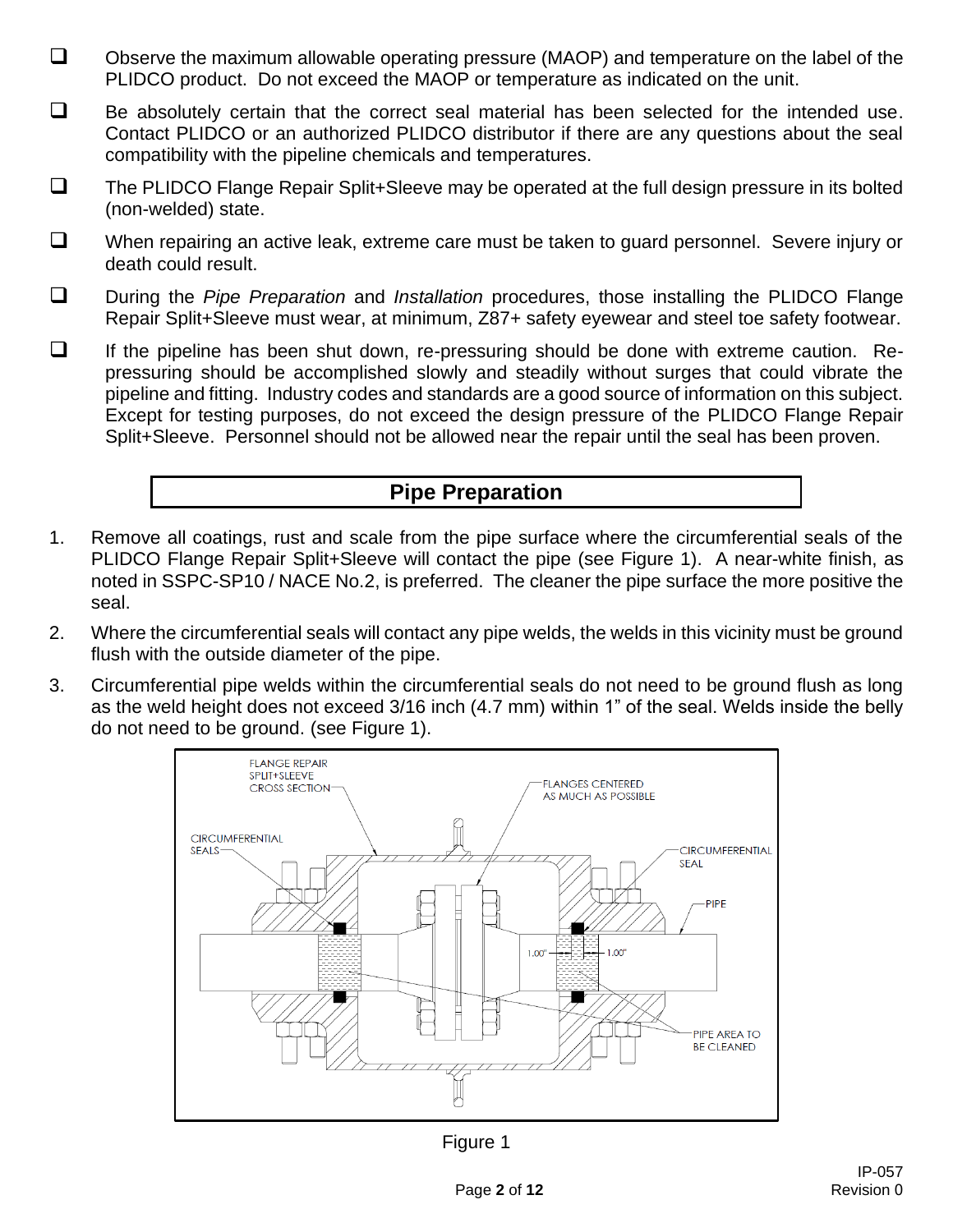- [ ] Observe the maximum allowable operating pressure (MAOP) and temperature on the label of the PLIDCO product. Do not exceed the MAOP or temperature as indicated on the unit.
- [ ] Be absolutely certain that the correct seal material has been selected for the intended use. Contact PLIDCO or an authorized PLIDCO distributor if there are any questions about the seal compatibility with the pipeline chemicals and temperatures.
- [ ] The PLIDCO Flange Repair Split+Sleeve may be operated at the full design pressure in its bolted (non-welded) state.
- [ ] When repairing an active leak, extreme care must be taken to guard personnel. Severe injury or death could result.
- [ ] During the *Pipe Preparation* and *Installation* procedures, those installing the PLIDCO Flange Repair Split+Sleeve must wear, at minimum, Z87+ safety eyewear and steel toe safety footwear.
- [ ] If the pipeline has been shut down, re-pressuring should be done with extreme caution. Re-pressuring should be accomplished slowly and steadily without surges that could vibrate the pipeline and fitting. Industry codes and standards are a good source of information on this subject. Except for testing purposes, do not exceed the design pressure of the PLIDCO Flange Repair Split+Sleeve. Personnel should not be allowed near the repair until the seal has been proven.

## Pipe Preparation

1. Remove all coatings, rust and scale from the pipe surface where the circumferential seals of the PLIDCO Flange Repair Split+Sleeve will contact the pipe (see Figure 1). A near-white finish, as noted in SSPC-SP10 / NACE No.2, is preferred. The cleaner the pipe surface the more positive the seal.
2. Where the circumferential seals will contact any pipe welds, the welds in this vicinity must be ground flush with the outside diameter of the pipe.
3. Circumferential pipe welds within the circumferential seals do not need to be ground flush as long as the weld height does not exceed 3/16 inch (4.7 mm) within 1" of the seal. Welds inside the belly do not need to be ground. (see Figure 1).

Figure 1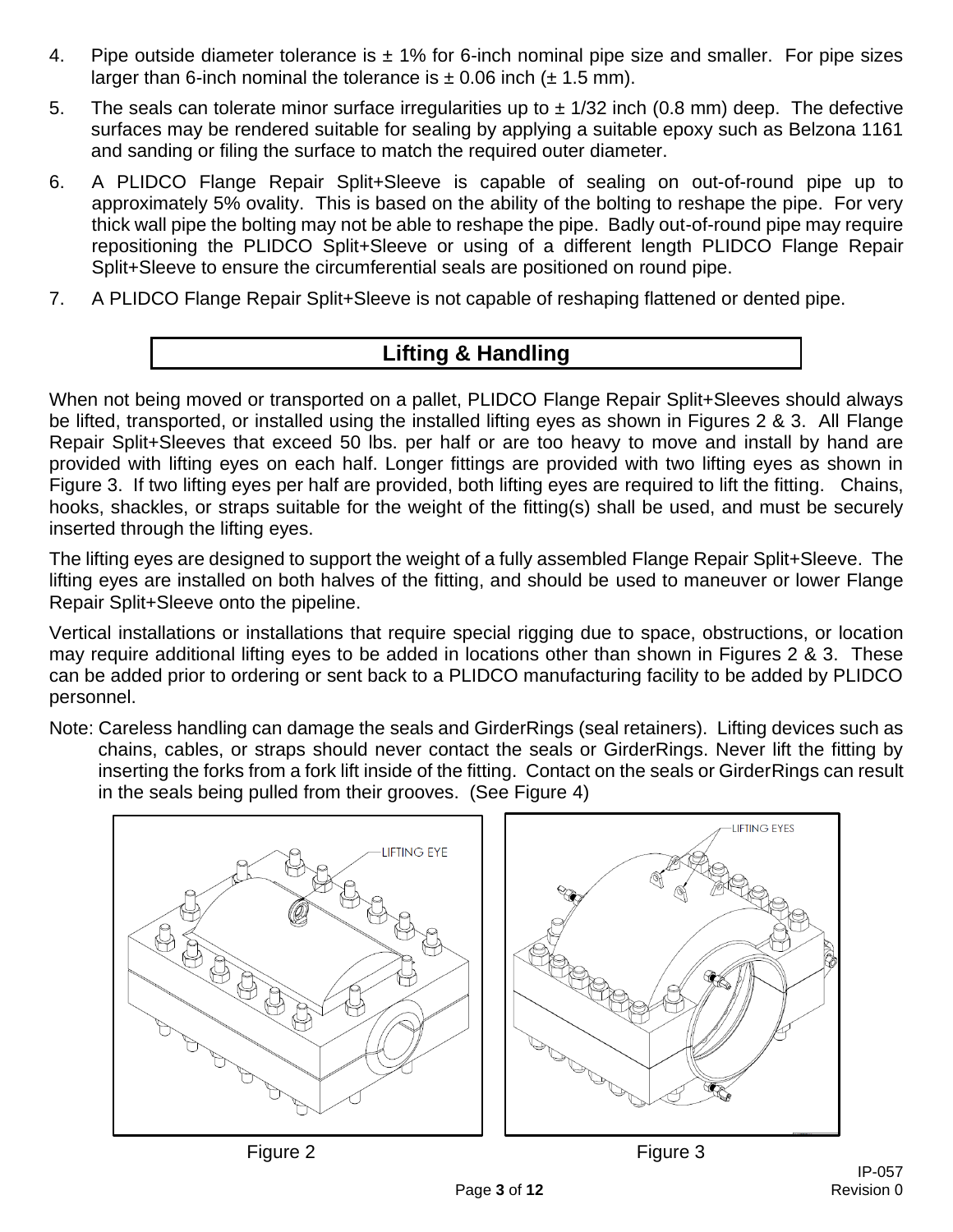4. Pipe outside diameter tolerance is ± 1% for 6-inch nominal pipe size and smaller. For pipe sizes larger than 6-inch nominal the tolerance is ± 0.06 inch (± 1.5 mm).
5. The seals can tolerate minor surface irregularities up to ± 1/32 inch (0.8 mm) deep. The defective surfaces may be rendered suitable for sealing by applying a suitable epoxy such as Belzona 1161 and sanding or filing the surface to match the required outer diameter.
6. A PLIDCO Flange Repair Split+Sleeve is capable of sealing on out-of-round pipe up to approximately 5% ovality. This is based on the ability of the bolting to reshape the pipe. For very thick wall pipe the bolting may not be able to reshape the pipe. Badly out-of-round pipe may require repositioning the PLIDCO Split+Sleeve or using of a different length PLIDCO Flange Repair Split+Sleeve to ensure the circumferential seals are positioned on round pipe.
7. A PLIDCO Flange Repair Split+Sleeve is not capable of reshaping flattened or dented pipe.

## Lifting & Handling

When not being moved or transported on a pallet, PLIDCO Flange Repair Split+Sleeves should always be lifted, transported, or installed using the installed lifting eyes as shown in Figures 2 & 3. All Flange Repair Split+Sleeves that exceed 50 lbs. per half or are too heavy to move and install by hand are provided with lifting eyes on each half. Longer fittings are provided with two lifting eyes as shown in Figure 3. If two lifting eyes per half are provided, both lifting eyes are required to lift the fitting. Chains, hooks, shackles, or straps suitable for the weight of the fitting(s) shall be used, and must be securely inserted through the lifting eyes.

The lifting eyes are designed to support the weight of a fully assembled Flange Repair Split+Sleeve. The lifting eyes are installed on both halves of the fitting, and should be used to maneuver or lower Flange Repair Split+Sleeve onto the pipeline.

Vertical installations or installations that require special rigging due to space, obstructions, or location may require additional lifting eyes to be added in locations other than shown in Figures 2 & 3. These can be added prior to ordering or sent back to a PLIDCO manufacturing facility to be added by PLIDCO personnel.

Note: Careless handling can damage the seals and GirderRings (seal retainers). Lifting devices such as chains, cables, or straps should never contact the seals or GirderRings. Never lift the fitting by inserting the forks from a fork lift inside of the fitting. Contact on the seals or GirderRings can result in the seals being pulled from their grooves. (See Figure 4)

LIFTING EYE

Figure 2

LIFTING EYES

Figure 3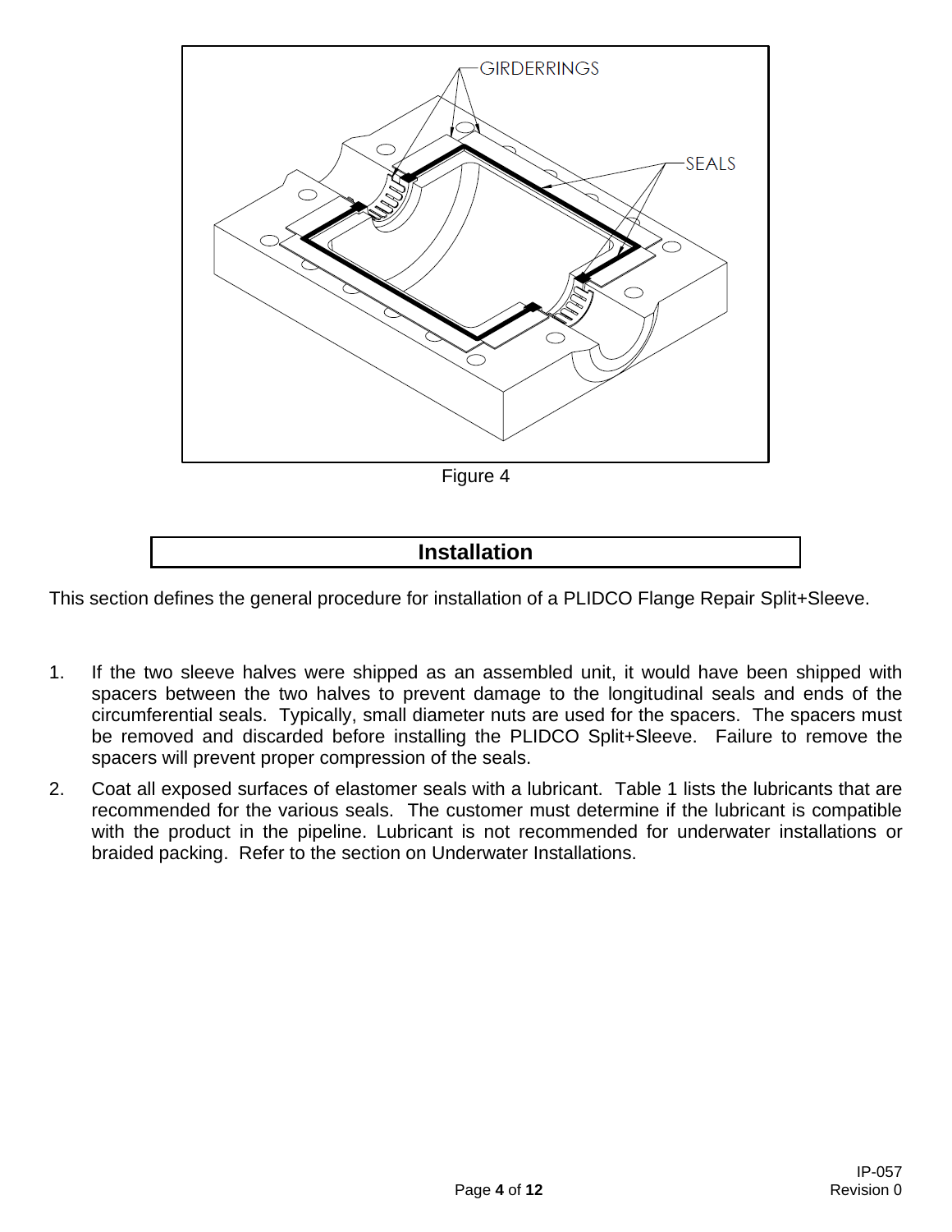Figure 4

## Installation

This section defines the general procedure for installation of a PLIDCO Flange Repair Split+Sleeve.

1. If the two sleeve halves were shipped as an assembled unit, it would have been shipped with spacers between the two halves to prevent damage to the longitudinal seals and ends of the circumferential seals. Typically, small diameter nuts are used for the spacers. The spacers must be removed and discarded before installing the PLIDCO Split+Sleeve. Failure to remove the spacers will prevent proper compression of the seals.
2. Coat all exposed surfaces of elastomer seals with a lubricant. Table 1 lists the lubricants that are recommended for the various seals. The customer must determine if the lubricant is compatible with the product in the pipeline. Lubricant is not recommended for underwater installations or braided packing. Refer to the section on Underwater Installations.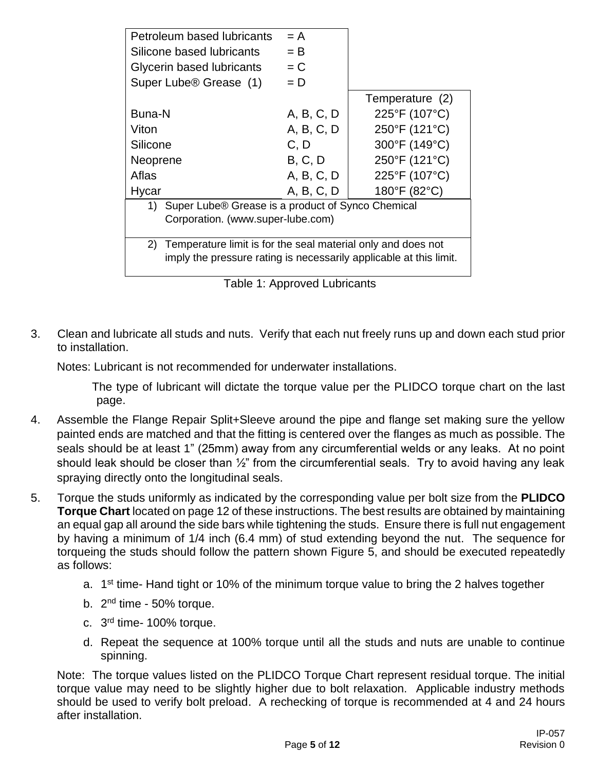| Petroleum based lubricants | = A | |
|---|---|---|
| Silicone based lubricants | = B | |
| Glycerin based lubricants | = C | |
| Super Lube® Grease (1) | = D | |
| | | Temperature (2) |
| Buna-N | A, B, C, D | 225°F (107°C) |
| Viton | A, B, C, D | 250°F (121°C) |
| Silicone | C, D | 300°F (149°C) |
| Neoprene | B, C, D | 250°F (121°C) |
| Aflas | A, B, C, D | 225°F (107°C) |
| Hycar | A, B, C, D | 180°F (82°C) |
| 1) Super Lube® Grease is a product of Synco Chemical Corporation. (www.super-lube.com) | | |
| 2) Temperature limit is for the seal material only and does not imply the pressure rating is necessarily applicable at this limit. | | |

Table 1: Approved Lubricants

3. Clean and lubricate all studs and nuts. Verify that each nut freely runs up and down each stud prior to installation.

   Notes: Lubricant is not recommended for underwater installations.

   The type of lubricant will dictate the torque value per the PLIDCO torque chart on the last page.

4. Assemble the Flange Repair Split+Sleeve around the pipe and flange set making sure the yellow painted ends are matched and that the fitting is centered over the flanges as much as possible. The seals should be at least 1" (25mm) away from any circumferential welds or any leaks. At no point should leak should be closer than ½" from the circumferential seals. Try to avoid having any leak spraying directly onto the longitudinal seals.

5. Torque the studs uniformly as indicated by the corresponding value per bolt size from the **PLIDCO Torque Chart** located on page 12 of these instructions. The best results are obtained by maintaining an equal gap all around the side bars while tightening the studs. Ensure there is full nut engagement by having a minimum of 1/4 inch (6.4 mm) of stud extending beyond the nut. The sequence for torqueing the studs should follow the pattern shown Figure 5, and should be executed repeatedly as follows:

   a. 1st time- Hand tight or 10% of the minimum torque value to bring the 2 halves together
   b. 2nd time - 50% torque.
   c. 3rd time- 100% torque.
   d. Repeat the sequence at 100% torque until all the studs and nuts are unable to continue spinning.

   Note: The torque values listed on the PLIDCO Torque Chart represent residual torque. The initial torque value may need to be slightly higher due to bolt relaxation. Applicable industry methods should be used to verify bolt preload. A rechecking of torque is recommended at 4 and 24 hours after installation.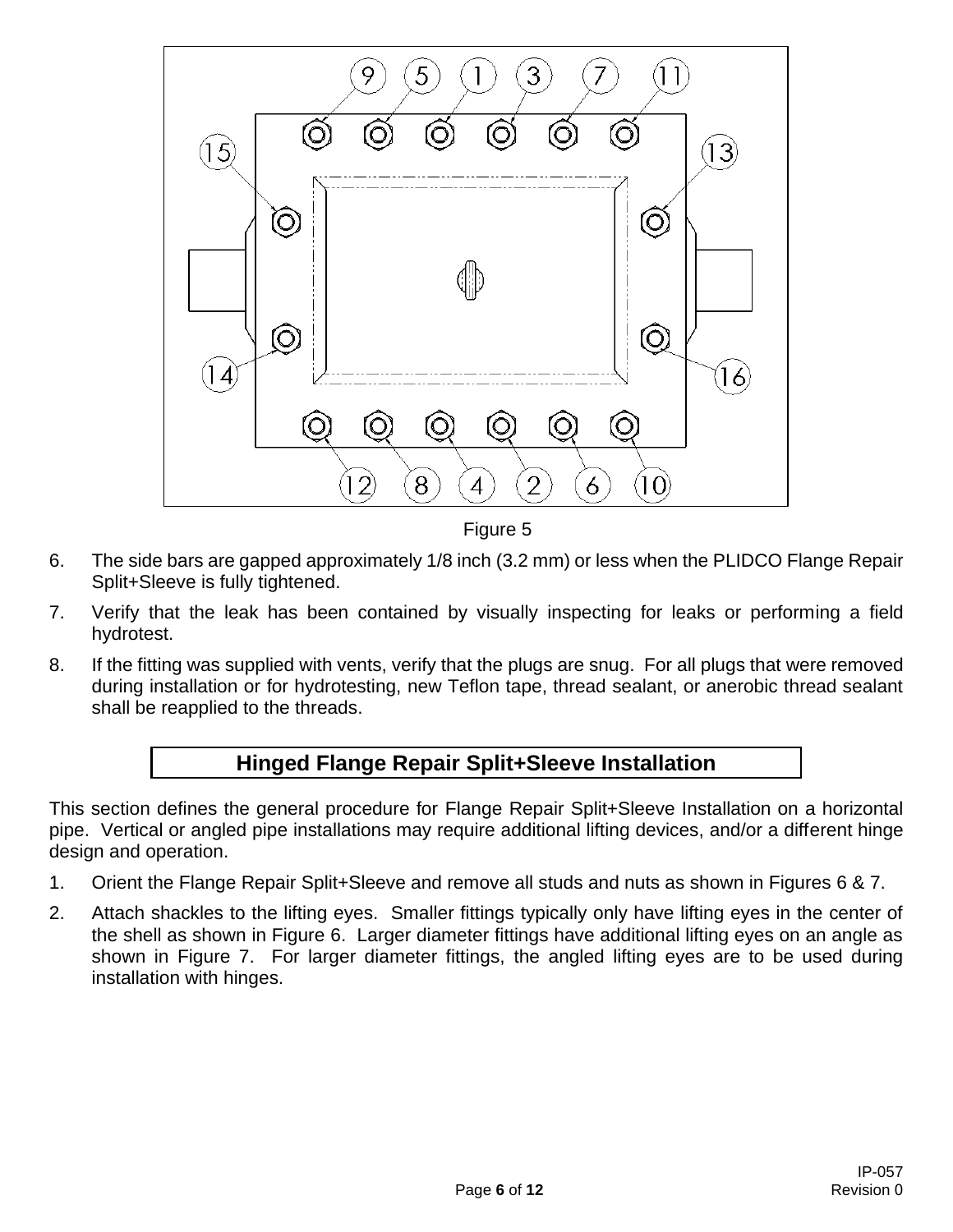Figure 5

6. The side bars are gapped approximately 1/8 inch (3.2 mm) or less when the PLIDCO Flange Repair Split+Sleeve is fully tightened.
7. Verify that the leak has been contained by visually inspecting for leaks or performing a field hydrotest.
8. If the fitting was supplied with vents, verify that the plugs are snug. For all plugs that were removed during installation or for hydrotesting, new Teflon tape, thread sealant, or anerobic thread sealant shall be reapplied to the threads.

## Hinged Flange Repair Split+Sleeve Installation

This section defines the general procedure for Flange Repair Split+Sleeve Installation on a horizontal pipe. Vertical or angled pipe installations may require additional lifting devices, and/or a different hinge design and operation.

1. Orient the Flange Repair Split+Sleeve and remove all studs and nuts as shown in Figures 6 & 7.
2. Attach shackles to the lifting eyes. Smaller fittings typically only have lifting eyes in the center of the shell as shown in Figure 6. Larger diameter fittings have additional lifting eyes on an angle as shown in Figure 7. For larger diameter fittings, the angled lifting eyes are to be used during installation with hinges.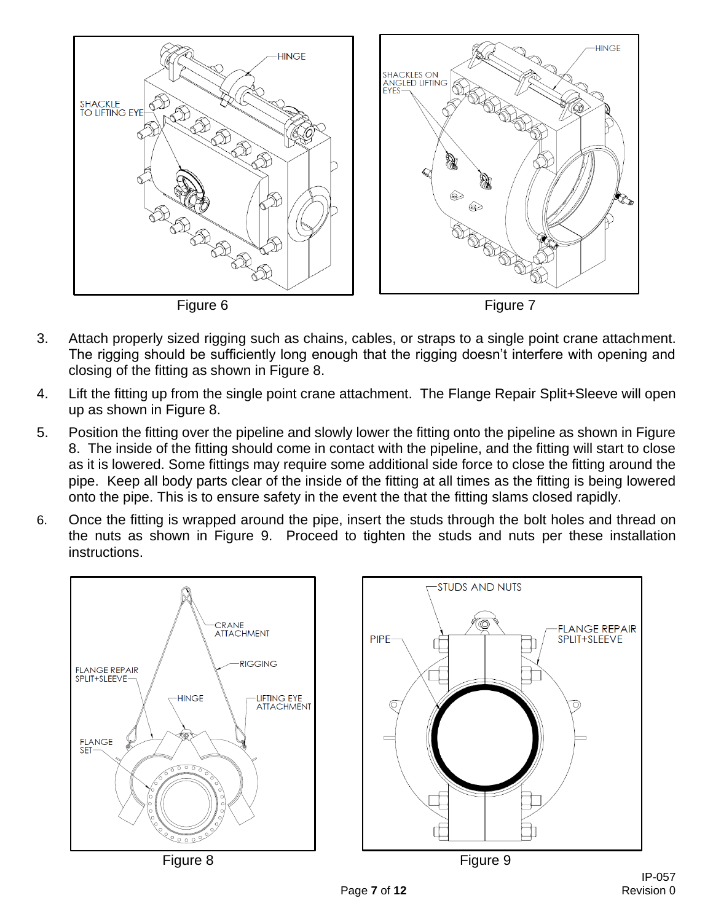Figure 6

Figure 7

3. Attach properly sized rigging such as chains, cables, or straps to a single point crane attachment. The rigging should be sufficiently long enough that the rigging doesn't interfere with opening and closing of the fitting as shown in Figure 8.
4. Lift the fitting up from the single point crane attachment. The Flange Repair Split+Sleeve will open up as shown in Figure 8.
5. Position the fitting over the pipeline and slowly lower the fitting onto the pipeline as shown in Figure 8. The inside of the fitting should come in contact with the pipeline, and the fitting will start to close as it is lowered. Some fittings may require some additional side force to close the fitting around the pipe. Keep all body parts clear of the inside of the fitting at all times as the fitting is being lowered onto the pipe. This is to ensure safety in the event the that the fitting slams closed rapidly.
6. Once the fitting is wrapped around the pipe, insert the studs through the bolt holes and thread on the nuts as shown in Figure 9. Proceed to tighten the studs and nuts per these installation instructions.

Figure 8

Figure 9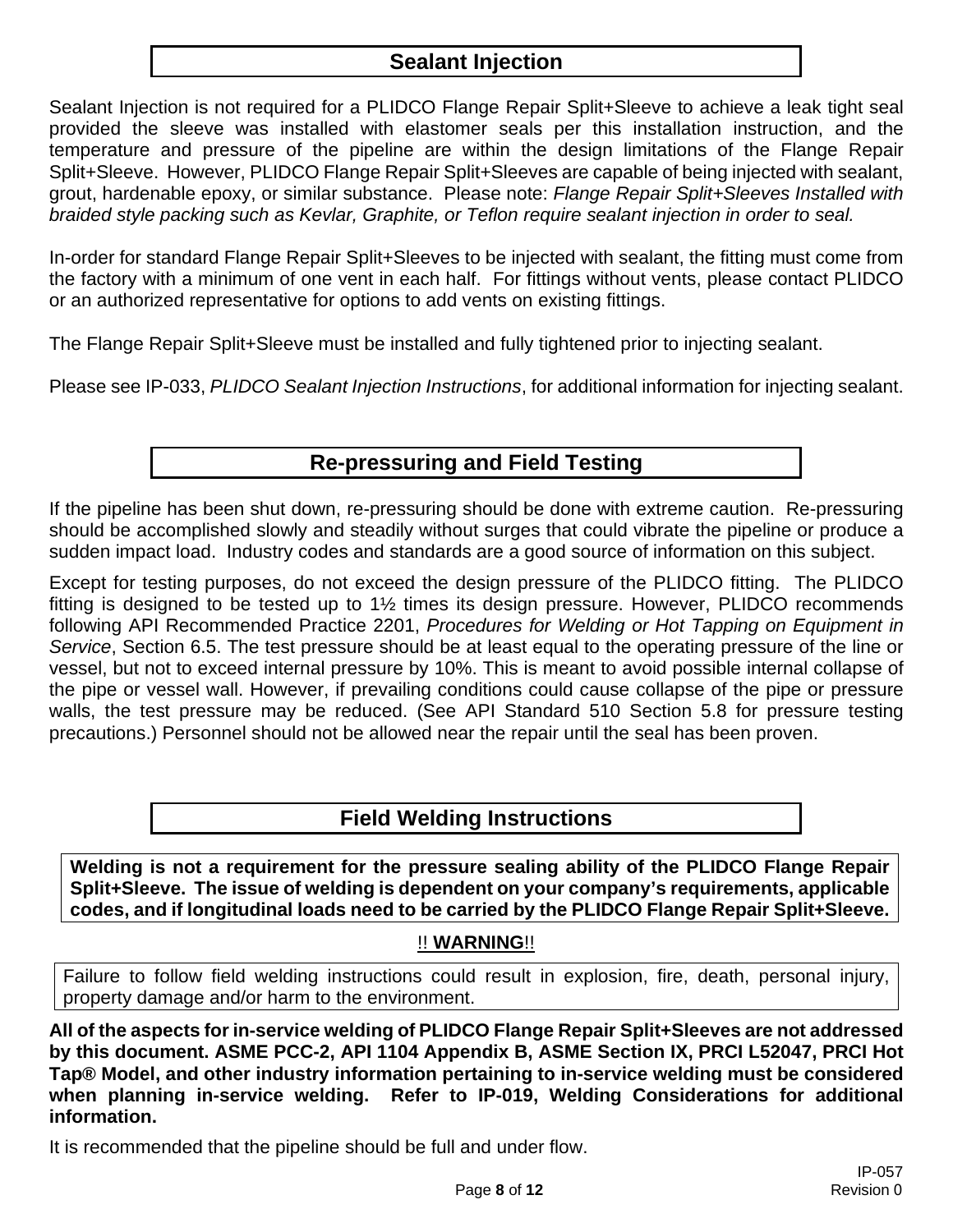## Sealant Injection

Sealant Injection is not required for a PLIDCO Flange Repair Split+Sleeve to achieve a leak tight seal provided the sleeve was installed with elastomer seals per this installation instruction, and the temperature and pressure of the pipeline are within the design limitations of the Flange Repair Split+Sleeve. However, PLIDCO Flange Repair Split+Sleeves are capable of being injected with sealant, grout, hardenable epoxy, or similar substance. Please note: *Flange Repair Split+Sleeves Installed with braided style packing such as Kevlar, Graphite, or Teflon require sealant injection in order to seal.*

In-order for standard Flange Repair Split+Sleeves to be injected with sealant, the fitting must come from the factory with a minimum of one vent in each half. For fittings without vents, please contact PLIDCO or an authorized representative for options to add vents on existing fittings.

The Flange Repair Split+Sleeve must be installed and fully tightened prior to injecting sealant.

Please see IP-033, *PLIDCO Sealant Injection Instructions*, for additional information for injecting sealant.

## Re-pressuring and Field Testing

If the pipeline has been shut down, re-pressuring should be done with extreme caution. Re-pressuring should be accomplished slowly and steadily without surges that could vibrate the pipeline or produce a sudden impact load. Industry codes and standards are a good source of information on this subject.

Except for testing purposes, do not exceed the design pressure of the PLIDCO fitting. The PLIDCO fitting is designed to be tested up to 1½ times its design pressure. However, PLIDCO recommends following API Recommended Practice 2201, *Procedures for Welding or Hot Tapping on Equipment in Service*, Section 6.5. The test pressure should be at least equal to the operating pressure of the line or vessel, but not to exceed internal pressure by 10%. This is meant to avoid possible internal collapse of the pipe or vessel wall. However, if prevailing conditions could cause collapse of the pipe or pressure walls, the test pressure may be reduced. (See API Standard 510 Section 5.8 for pressure testing precautions.) Personnel should not be allowed near the repair until the seal has been proven.

## Field Welding Instructions

**Welding is not a requirement for the pressure sealing ability of the PLIDCO Flange Repair Split+Sleeve. The issue of welding is dependent on your company's requirements, applicable codes, and if longitudinal loads need to be carried by the PLIDCO Flange Repair Split+Sleeve.**

!! **WARNING**!!

Failure to follow field welding instructions could result in explosion, fire, death, personal injury, property damage and/or harm to the environment.

**All of the aspects for in-service welding of PLIDCO Flange Repair Split+Sleeves are not addressed by this document. ASME PCC-2, API 1104 Appendix B, ASME Section IX, PRCI L52047, PRCI Hot Tap® Model, and other industry information pertaining to in-service welding must be considered when planning in-service welding. Refer to IP-019, Welding Considerations for additional information.**

It is recommended that the pipeline should be full and under flow.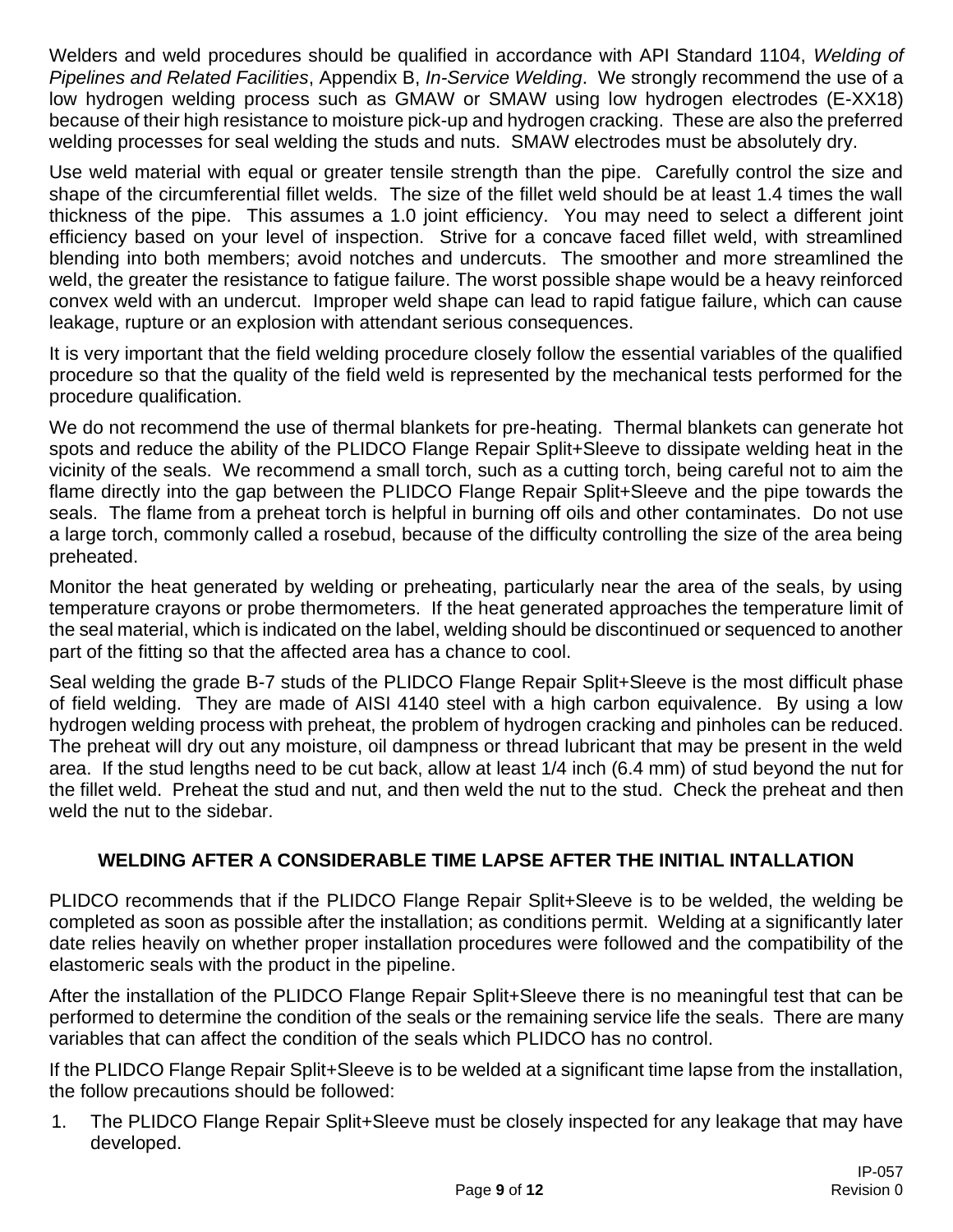Welders and weld procedures should be qualified in accordance with API Standard 1104, *Welding of Pipelines and Related Facilities*, Appendix B, *In-Service Welding*. We strongly recommend the use of a low hydrogen welding process such as GMAW or SMAW using low hydrogen electrodes (E-XX18) because of their high resistance to moisture pick-up and hydrogen cracking. These are also the preferred welding processes for seal welding the studs and nuts. SMAW electrodes must be absolutely dry.

Use weld material with equal or greater tensile strength than the pipe. Carefully control the size and shape of the circumferential fillet welds. The size of the fillet weld should be at least 1.4 times the wall thickness of the pipe. This assumes a 1.0 joint efficiency. You may need to select a different joint efficiency based on your level of inspection. Strive for a concave faced fillet weld, with streamlined blending into both members; avoid notches and undercuts. The smoother and more streamlined the weld, the greater the resistance to fatigue failure. The worst possible shape would be a heavy reinforced convex weld with an undercut. Improper weld shape can lead to rapid fatigue failure, which can cause leakage, rupture or an explosion with attendant serious consequences.

It is very important that the field welding procedure closely follow the essential variables of the qualified procedure so that the quality of the field weld is represented by the mechanical tests performed for the procedure qualification.

We do not recommend the use of thermal blankets for pre-heating. Thermal blankets can generate hot spots and reduce the ability of the PLIDCO Flange Repair Split+Sleeve to dissipate welding heat in the vicinity of the seals. We recommend a small torch, such as a cutting torch, being careful not to aim the flame directly into the gap between the PLIDCO Flange Repair Split+Sleeve and the pipe towards the seals. The flame from a preheat torch is helpful in burning off oils and other contaminates. Do not use a large torch, commonly called a rosebud, because of the difficulty controlling the size of the area being preheated.

Monitor the heat generated by welding or preheating, particularly near the area of the seals, by using temperature crayons or probe thermometers. If the heat generated approaches the temperature limit of the seal material, which is indicated on the label, welding should be discontinued or sequenced to another part of the fitting so that the affected area has a chance to cool.

Seal welding the grade B-7 studs of the PLIDCO Flange Repair Split+Sleeve is the most difficult phase of field welding. They are made of AISI 4140 steel with a high carbon equivalence. By using a low hydrogen welding process with preheat, the problem of hydrogen cracking and pinholes can be reduced. The preheat will dry out any moisture, oil dampness or thread lubricant that may be present in the weld area. If the stud lengths need to be cut back, allow at least 1/4 inch (6.4 mm) of stud beyond the nut for the fillet weld. Preheat the stud and nut, and then weld the nut to the stud. Check the preheat and then weld the nut to the sidebar.

## WELDING AFTER A CONSIDERABLE TIME LAPSE AFTER THE INITIAL INTALLATION

PLIDCO recommends that if the PLIDCO Flange Repair Split+Sleeve is to be welded, the welding be completed as soon as possible after the installation; as conditions permit. Welding at a significantly later date relies heavily on whether proper installation procedures were followed and the compatibility of the elastomeric seals with the product in the pipeline.

After the installation of the PLIDCO Flange Repair Split+Sleeve there is no meaningful test that can be performed to determine the condition of the seals or the remaining service life the seals. There are many variables that can affect the condition of the seals which PLIDCO has no control.

If the PLIDCO Flange Repair Split+Sleeve is to be welded at a significant time lapse from the installation, the follow precautions should be followed:

1. The PLIDCO Flange Repair Split+Sleeve must be closely inspected for any leakage that may have developed.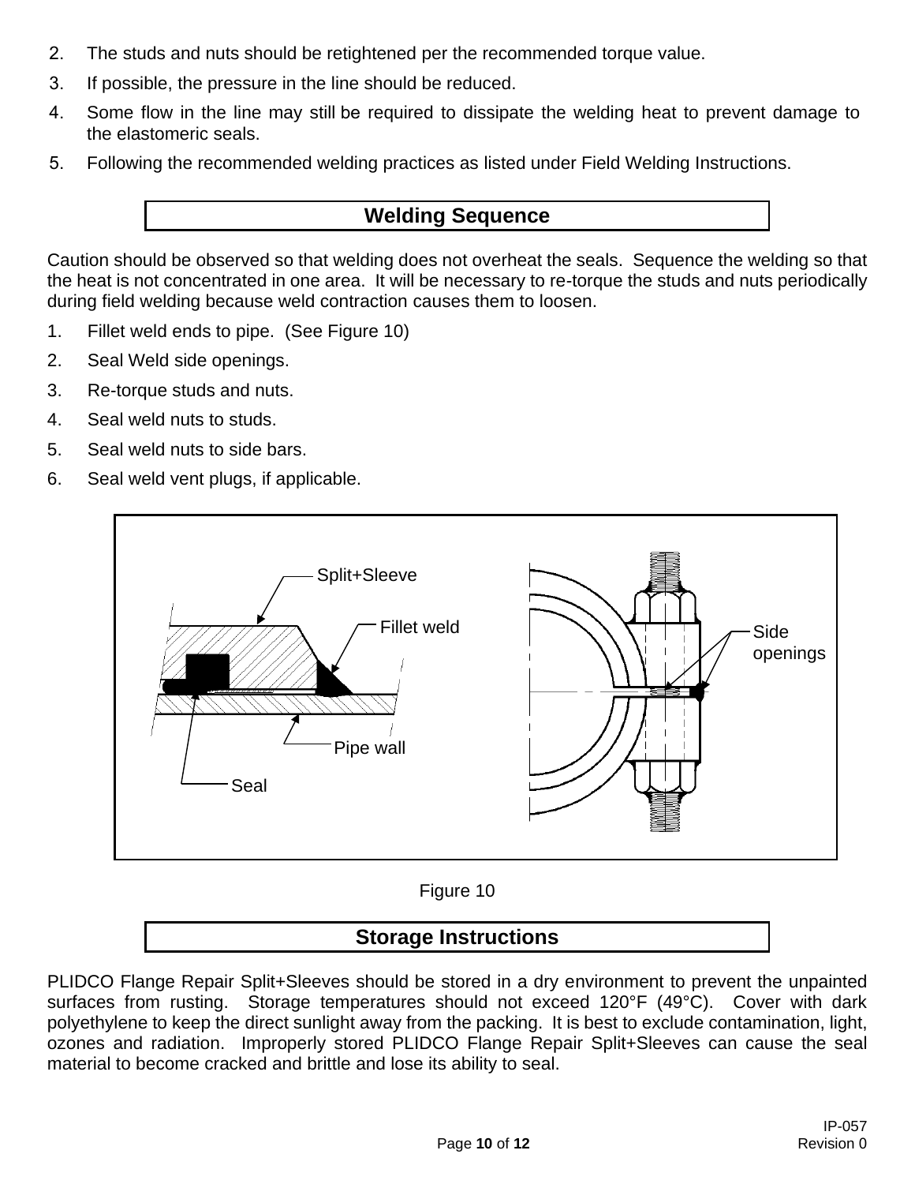2. The studs and nuts should be retightened per the recommended torque value.
3. If possible, the pressure in the line should be reduced.
4. Some flow in the line may still be required to dissipate the welding heat to prevent damage to the elastomeric seals.
5. Following the recommended welding practices as listed under Field Welding Instructions.

## Welding Sequence

Caution should be observed so that welding does not overheat the seals. Sequence the welding so that the heat is not concentrated in one area. It will be necessary to re-torque the studs and nuts periodically during field welding because weld contraction causes them to loosen.

1. Fillet weld ends to pipe. (See Figure 10)
2. Seal Weld side openings.
3. Re-torque studs and nuts.
4. Seal weld nuts to studs.
5. Seal weld nuts to side bars.
6. Seal weld vent plugs, if applicable.

Split+Sleeve

Fillet weld

Pipe wall

Seal

Side openings

Figure 10

## Storage Instructions

PLIDCO Flange Repair Split+Sleeves should be stored in a dry environment to prevent the unpainted surfaces from rusting. Storage temperatures should not exceed 120°F (49°C). Cover with dark polyethylene to keep the direct sunlight away from the packing. It is best to exclude contamination, light, ozones and radiation. Improperly stored PLIDCO Flange Repair Split+Sleeves can cause the seal material to become cracked and brittle and lose its ability to seal.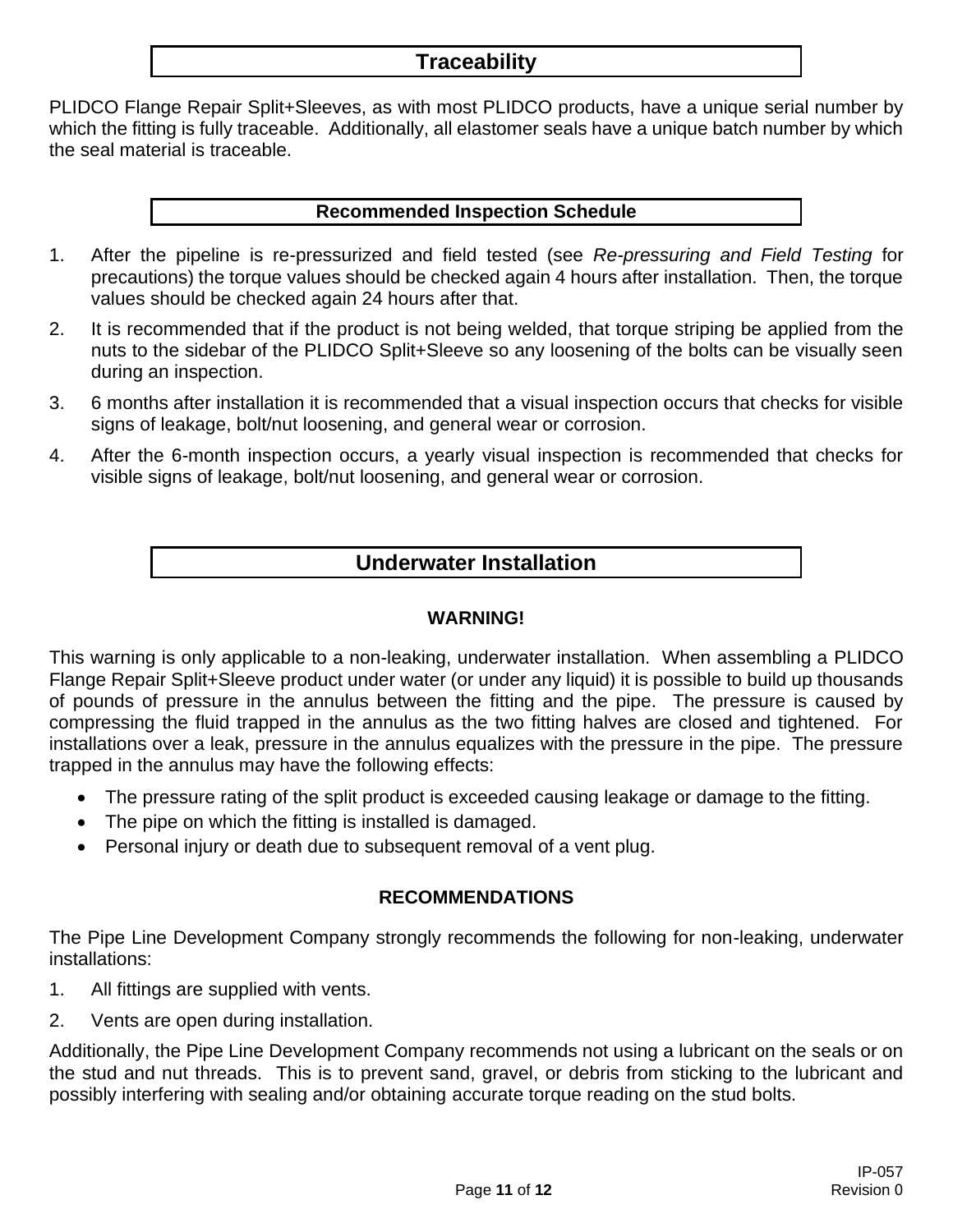## Traceability

PLIDCO Flange Repair Split+Sleeves, as with most PLIDCO products, have a unique serial number by which the fitting is fully traceable. Additionally, all elastomer seals have a unique batch number by which the seal material is traceable.

### Recommended Inspection Schedule

1. After the pipeline is re-pressurized and field tested (see *Re-pressuring and Field Testing* for precautions) the torque values should be checked again 4 hours after installation. Then, the torque values should be checked again 24 hours after that.
2. It is recommended that if the product is not being welded, that torque striping be applied from the nuts to the sidebar of the PLIDCO Split+Sleeve so any loosening of the bolts can be visually seen during an inspection.
3. 6 months after installation it is recommended that a visual inspection occurs that checks for visible signs of leakage, bolt/nut loosening, and general wear or corrosion.
4. After the 6-month inspection occurs, a yearly visual inspection is recommended that checks for visible signs of leakage, bolt/nut loosening, and general wear or corrosion.

## Underwater Installation

**WARNING!**

This warning is only applicable to a non-leaking, underwater installation. When assembling a PLIDCO Flange Repair Split+Sleeve product under water (or under any liquid) it is possible to build up thousands of pounds of pressure in the annulus between the fitting and the pipe. The pressure is caused by compressing the fluid trapped in the annulus as the two fitting halves are closed and tightened. For installations over a leak, pressure in the annulus equalizes with the pressure in the pipe. The pressure trapped in the annulus may have the following effects:

- The pressure rating of the split product is exceeded causing leakage or damage to the fitting.
- The pipe on which the fitting is installed is damaged.
- Personal injury or death due to subsequent removal of a vent plug.

**RECOMMENDATIONS**

The Pipe Line Development Company strongly recommends the following for non-leaking, underwater installations:

1. All fittings are supplied with vents.
2. Vents are open during installation.

Additionally, the Pipe Line Development Company recommends not using a lubricant on the seals or on the stud and nut threads. This is to prevent sand, gravel, or debris from sticking to the lubricant and possibly interfering with sealing and/or obtaining accurate torque reading on the stud bolts.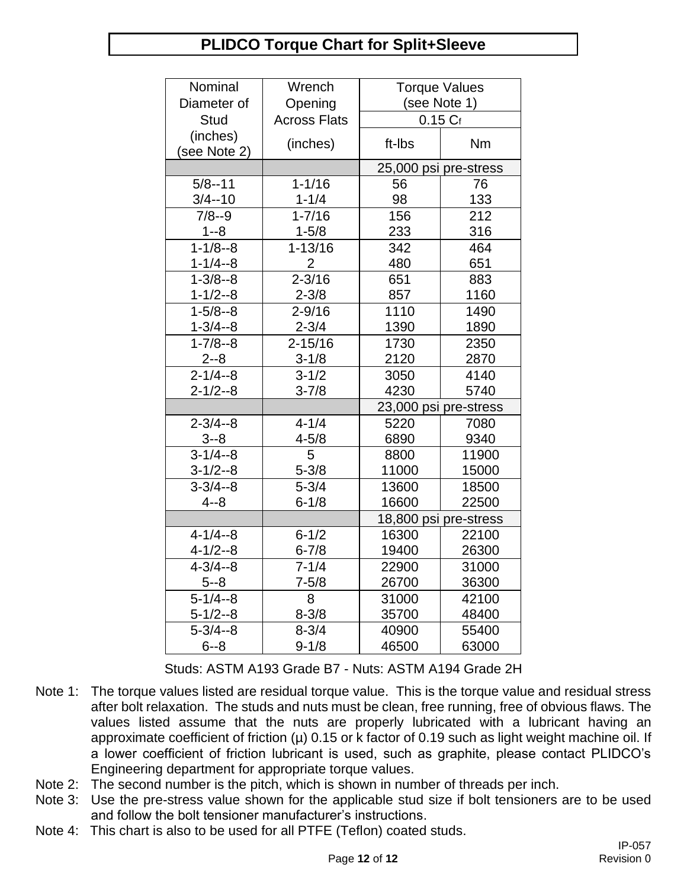# PLIDCO Torque Chart for Split+Sleeve

| Nominal Diameter of Stud (inches) (see Note 2) | Wrench Opening Across Flats (inches) | Torque Values (see Note 1) 0.15 $C_f$ ft-lbs | Nm |
|---|---|---|---|
| | | 25,000 psi pre-stress | |
| 5/8--11 | 1-1/16 | 56 | 76 |
| 3/4--10 | 1-1/4 | 98 | 133 |
| 7/8--9 | 1-7/16 | 156 | 212 |
| 1--8 | 1-5/8 | 233 | 316 |
| 1-1/8--8 | 1-13/16 | 342 | 464 |
| 1-1/4--8 | 2 | 480 | 651 |
| 1-3/8--8 | 2-3/16 | 651 | 883 |
| 1-1/2--8 | 2-3/8 | 857 | 1160 |
| 1-5/8--8 | 2-9/16 | 1110 | 1490 |
| 1-3/4--8 | 2-3/4 | 1390 | 1890 |
| 1-7/8--8 | 2-15/16 | 1730 | 2350 |
| 2--8 | 3-1/8 | 2120 | 2870 |
| 2-1/4--8 | 3-1/2 | 3050 | 4140 |
| 2-1/2--8 | 3-7/8 | 4230 | 5740 |
| | | 23,000 psi pre-stress | |
| 2-3/4--8 | 4-1/4 | 5220 | 7080 |
| 3--8 | 4-5/8 | 6890 | 9340 |
| 3-1/4--8 | 5 | 8800 | 11900 |
| 3-1/2--8 | 5-3/8 | 11000 | 15000 |
| 3-3/4--8 | 5-3/4 | 13600 | 18500 |
| 4--8 | 6-1/8 | 16600 | 22500 |
| | | 18,800 psi pre-stress | |
| 4-1/4--8 | 6-1/2 | 16300 | 22100 |
| 4-1/2--8 | 6-7/8 | 19400 | 26300 |
| 4-3/4--8 | 7-1/4 | 22900 | 31000 |
| 5--8 | 7-5/8 | 26700 | 36300 |
| 5-1/4--8 | 8 | 31000 | 42100 |
| 5-1/2--8 | 8-3/8 | 35700 | 48400 |
| 5-3/4--8 | 8-3/4 | 40900 | 55400 |
| 6--8 | 9-1/8 | 46500 | 63000 |

Studs: ASTM A193 Grade B7 - Nuts: ASTM A194 Grade 2H

Note 1: The torque values listed are residual torque value. This is the torque value and residual stress after bolt relaxation. The studs and nuts must be clean, free running, free of obvious flaws. The values listed assume that the nuts are properly lubricated with a lubricant having an approximate coefficient of friction (µ) 0.15 or k factor of 0.19 such as light weight machine oil. If a lower coefficient of friction lubricant is used, such as graphite, please contact PLIDCO's Engineering department for appropriate torque values.

Note 2: The second number is the pitch, which is shown in number of threads per inch.

Note 3: Use the pre-stress value shown for the applicable stud size if bolt tensioners are to be used and follow the bolt tensioner manufacturer's instructions.

Note 4: This chart is also to be used for all PTFE (Teflon) coated studs.

IP-057
Revision 0